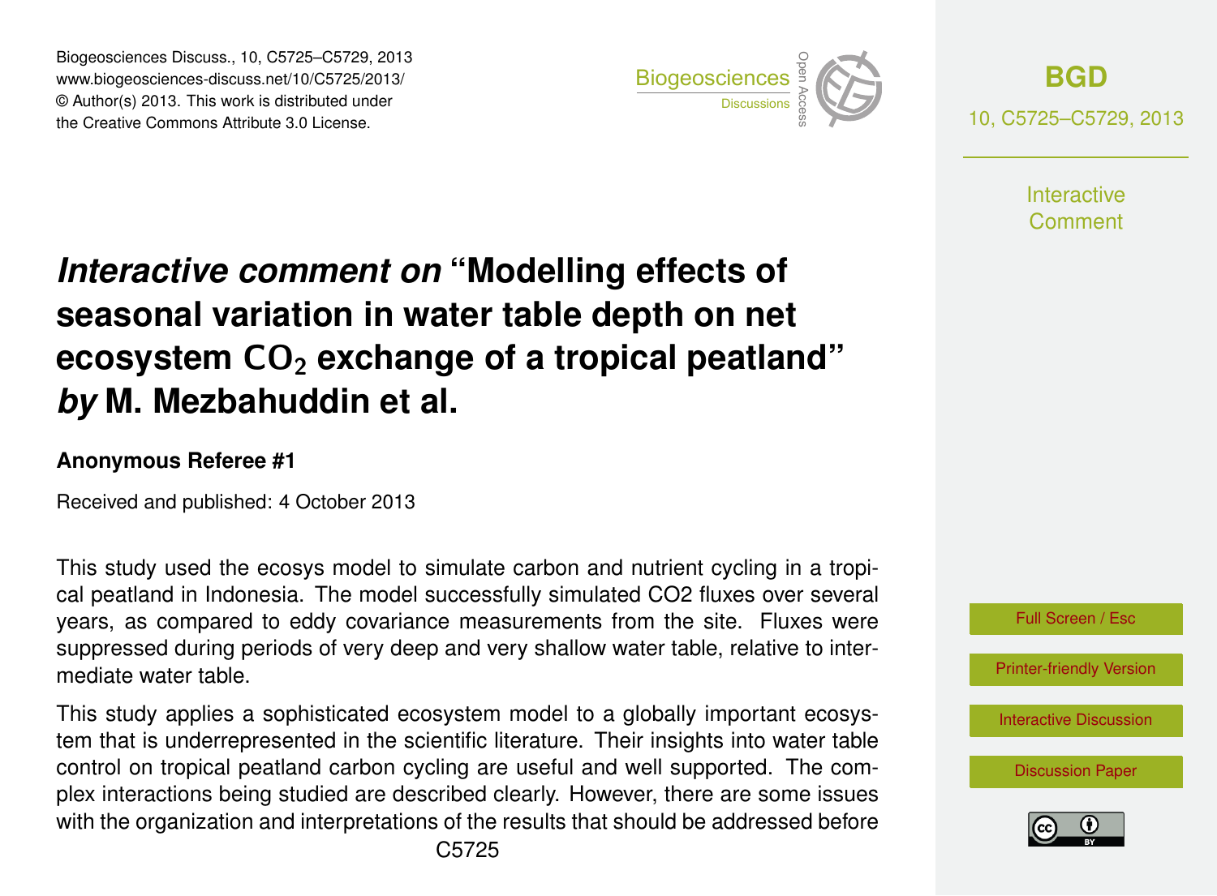# *Interactive comment on* "Modelling effects of seasonal variation in water table depth on net ecosystem $CO_2$ exchange of a tropical peatland" *by* M. Mezbahuddin et al.

**Anonymous Referee #1**

Received and published: 4 October 2013

This study used the ecosys model to simulate carbon and nutrient cycling in a tropical peatland in Indonesia. The model successfully simulated CO2 fluxes over several years, as compared to eddy covariance measurements from the site. Fluxes were suppressed during periods of very deep and very shallow water table, relative to intermediate water table.

This study applies a sophisticated ecosystem model to a globally important ecosystem that is underrepresented in the scientific literature. Their insights into water table control on tropical peatland carbon cycling are useful and well supported. The complex interactions being studied are described clearly. However, there are some issues with the organization and interpretations of the results that should be addressed before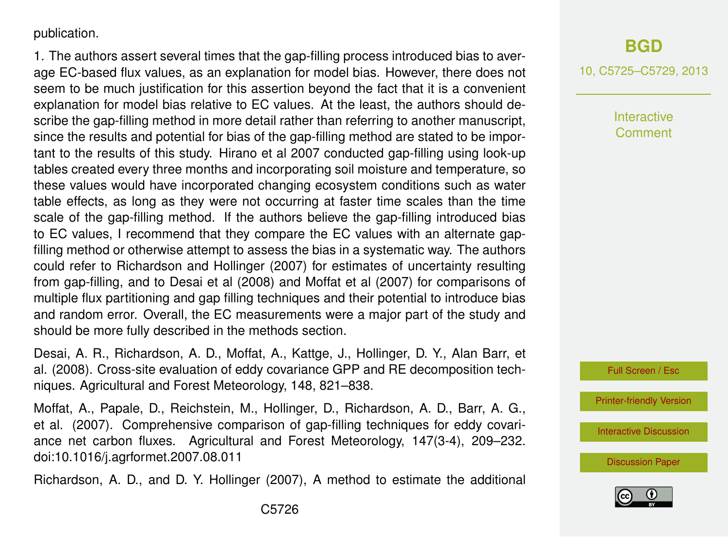publication.

1. The authors assert several times that the gap-filling process introduced bias to average EC-based flux values, as an explanation for model bias. However, there does not seem to be much justification for this assertion beyond the fact that it is a convenient explanation for model bias relative to EC values. At the least, the authors should describe the gap-filling method in more detail rather than referring to another manuscript, since the results and potential for bias of the gap-filling method are stated to be important to the results of this study. Hirano et al 2007 conducted gap-filling using look-up tables created every three months and incorporating soil moisture and temperature, so these values would have incorporated changing ecosystem conditions such as water table effects, as long as they were not occurring at faster time scales than the time scale of the gap-filling method. If the authors believe the gap-filling introduced bias to EC values, I recommend that they compare the EC values with an alternate gap-filling method or otherwise attempt to assess the bias in a systematic way. The authors could refer to Richardson and Hollinger (2007) for estimates of uncertainty resulting from gap-filling, and to Desai et al (2008) and Moffat et al (2007) for comparisons of multiple flux partitioning and gap filling techniques and their potential to introduce bias and random error. Overall, the EC measurements were a major part of the study and should be more fully described in the methods section.

Desai, A. R., Richardson, A. D., Moffat, A., Kattge, J., Hollinger, D. Y., Alan Barr, et al. (2008). Cross-site evaluation of eddy covariance GPP and RE decomposition techniques. Agricultural and Forest Meteorology, 148, 821–838.

Moffat, A., Papale, D., Reichstein, M., Hollinger, D., Richardson, A. D., Barr, A. G., et al. (2007). Comprehensive comparison of gap-filling techniques for eddy covariance net carbon fluxes. Agricultural and Forest Meteorology, 147(3-4), 209–232. doi:10.1016/j.agrformet.2007.08.011

Richardson, A. D., and D. Y. Hollinger (2007), A method to estimate the additional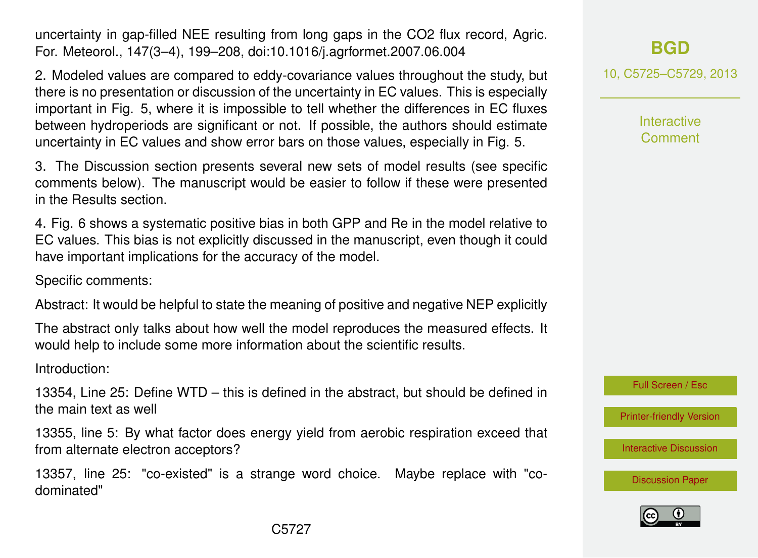uncertainty in gap-filled NEE resulting from long gaps in the $CO_2$ flux record, Agric. For. Meteorol., 147(3–4), 199–208, doi:10.1016/j.agrformet.2007.06.004

2. Modeled values are compared to eddy-covariance values throughout the study, but there is no presentation or discussion of the uncertainty in EC values. This is especially important in Fig. 5, where it is impossible to tell whether the differences in EC fluxes between hydroperiods are significant or not. If possible, the authors should estimate uncertainty in EC values and show error bars on those values, especially in Fig. 5.

3. The Discussion section presents several new sets of model results (see specific comments below). The manuscript would be easier to follow if these were presented in the Results section.

4. Fig. 6 shows a systematic positive bias in both GPP and Re in the model relative to EC values. This bias is not explicitly discussed in the manuscript, even though it could have important implications for the accuracy of the model.

Specific comments:

Abstract: It would be helpful to state the meaning of positive and negative NEP explicitly

The abstract only talks about how well the model reproduces the measured effects. It would help to include some more information about the scientific results.

Introduction:

13354, Line 25: Define WTD – this is defined in the abstract, but should be defined in the main text as well

13355, line 5: By what factor does energy yield from aerobic respiration exceed that from alternate electron acceptors?

13357, line 25: "co-existed" is a strange word choice. Maybe replace with "co-dominated"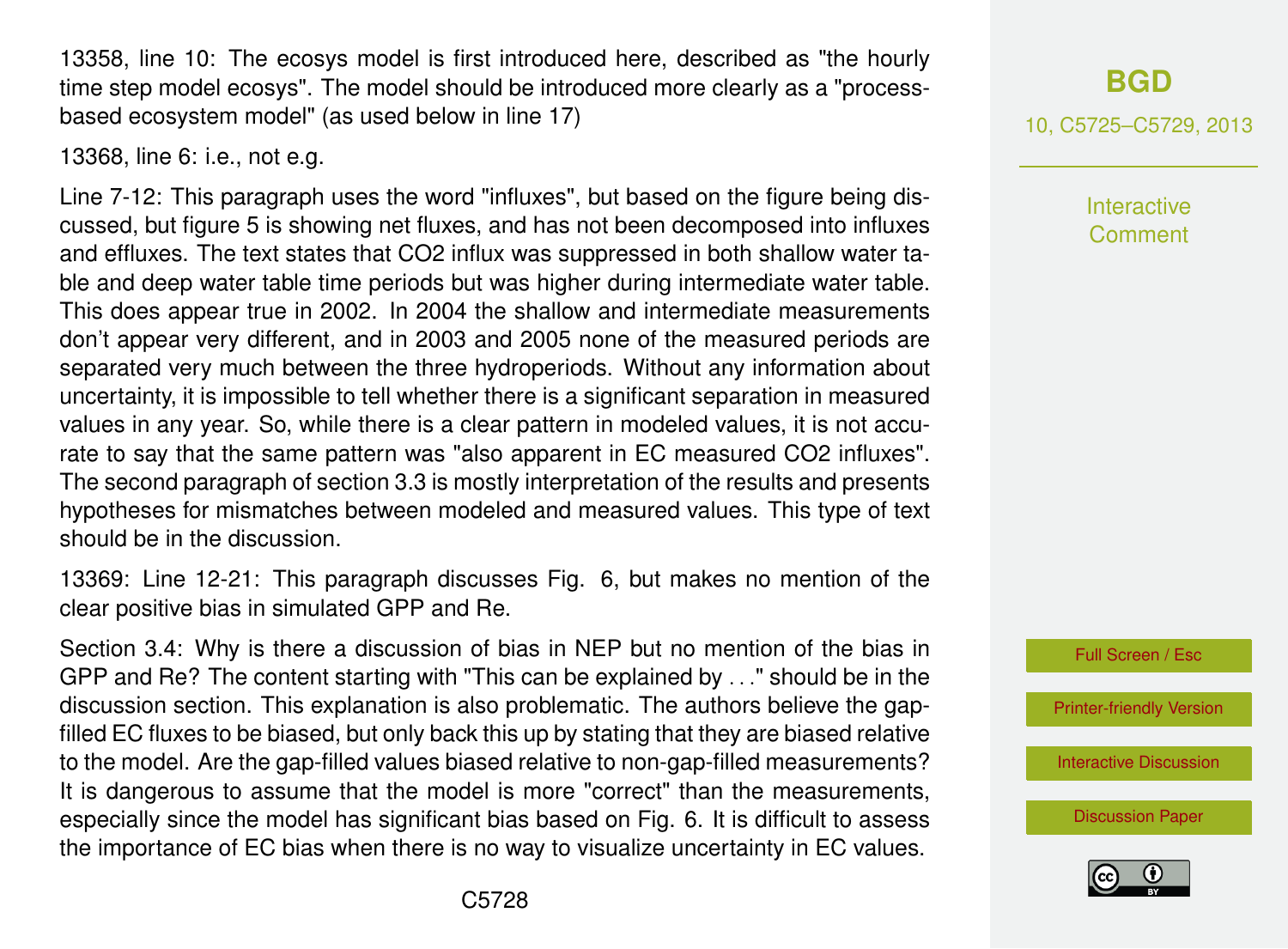13358, line 10: The ecosys model is first introduced here, described as "the hourly time step model ecosys". The model should be introduced more clearly as a "process-based ecosystem model" (as used below in line 17)

13368, line 6: i.e., not e.g.

Line 7-12: This paragraph uses the word "influxes", but based on the figure being discussed, but figure 5 is showing net fluxes, and has not been decomposed into influxes and effluxes. The text states that $CO_2$ influx was suppressed in both shallow water table and deep water table time periods but was higher during intermediate water table. This does appear true in 2002. In 2004 the shallow and intermediate measurements don't appear very different, and in 2003 and 2005 none of the measured periods are separated very much between the three hydroperiods. Without any information about uncertainty, it is impossible to tell whether there is a significant separation in measured values in any year. So, while there is a clear pattern in modeled values, it is not accurate to say that the same pattern was "also apparent in EC measured $CO_2$ influxes". The second paragraph of section 3.3 is mostly interpretation of the results and presents hypotheses for mismatches between modeled and measured values. This type of text should be in the discussion.

13369: Line 12-21: This paragraph discusses Fig. 6, but makes no mention of the clear positive bias in simulated GPP and Re.

Section 3.4: Why is there a discussion of bias in NEP but no mention of the bias in GPP and Re? The content starting with "This can be explained by . . ." should be in the discussion section. This explanation is also problematic. The authors believe the gap-filled EC fluxes to be biased, but only back this up by stating that they are biased relative to the model. Are the gap-filled values biased relative to non-gap-filled measurements? It is dangerous to assume that the model is more "correct" than the measurements, especially since the model has significant bias based on Fig. 6. It is difficult to assess the importance of EC bias when there is no way to visualize uncertainty in EC values.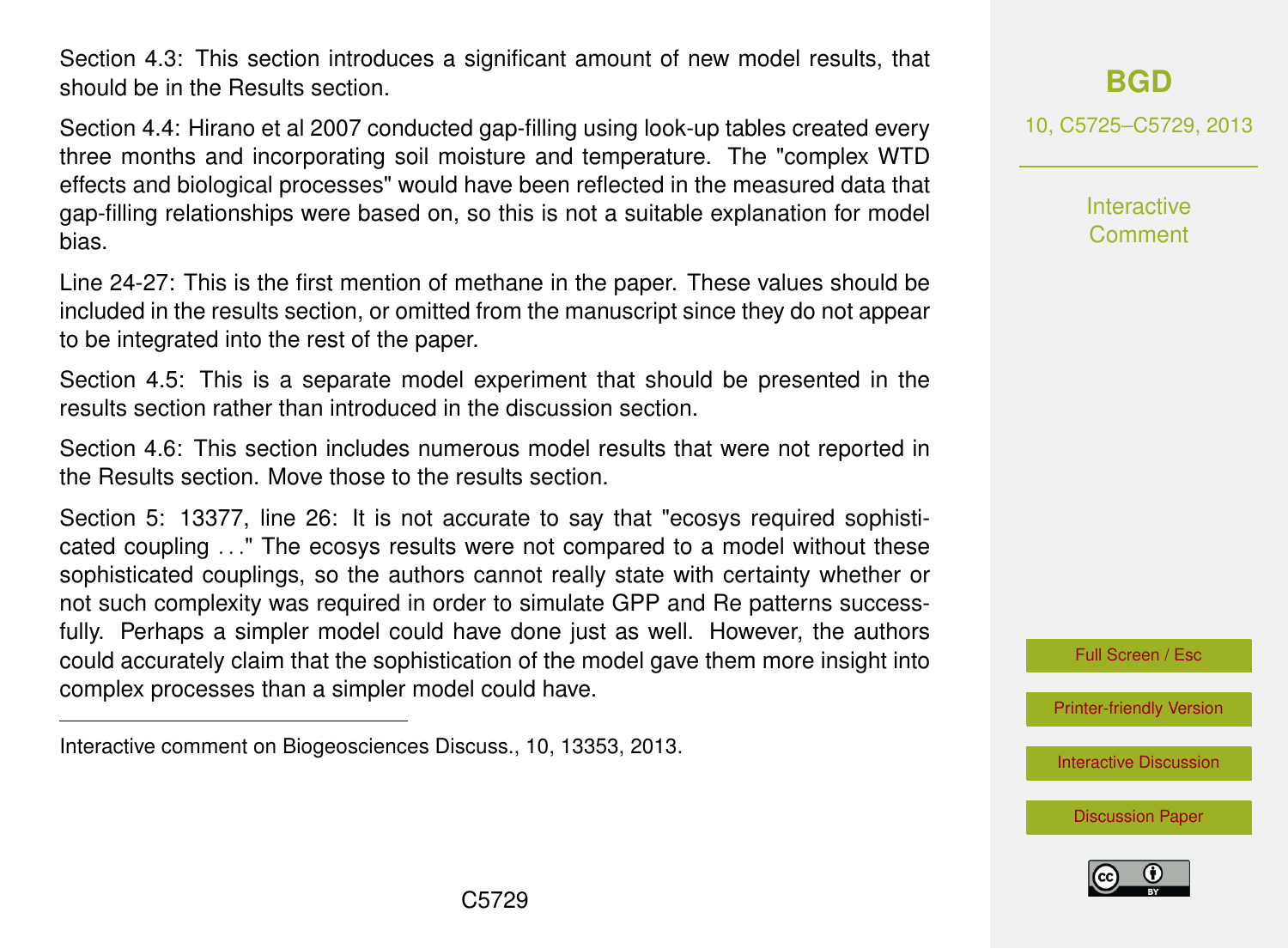Section 4.3: This section introduces a significant amount of new model results, that should be in the Results section.

Section 4.4: Hirano et al 2007 conducted gap-filling using look-up tables created every three months and incorporating soil moisture and temperature. The "complex WTD effects and biological processes" would have been reflected in the measured data that gap-filling relationships were based on, so this is not a suitable explanation for model bias.

Line 24-27: This is the first mention of methane in the paper. These values should be included in the results section, or omitted from the manuscript since they do not appear to be integrated into the rest of the paper.

Section 4.5: This is a separate model experiment that should be presented in the results section rather than introduced in the discussion section.

Section 4.6: This section includes numerous model results that were not reported in the Results section. Move those to the results section.

Section 5: 13377, line 26: It is not accurate to say that "ecosys required sophisticated coupling . . ." The ecosys results were not compared to a model without these sophisticated couplings, so the authors cannot really state with certainty whether or not such complexity was required in order to simulate GPP and Re patterns successfully. Perhaps a simpler model could have done just as well. However, the authors could accurately claim that the sophistication of the model gave them more insight into complex processes than a simpler model could have.

---

Interactive comment on Biogeosciences Discuss., 10, 13353, 2013.